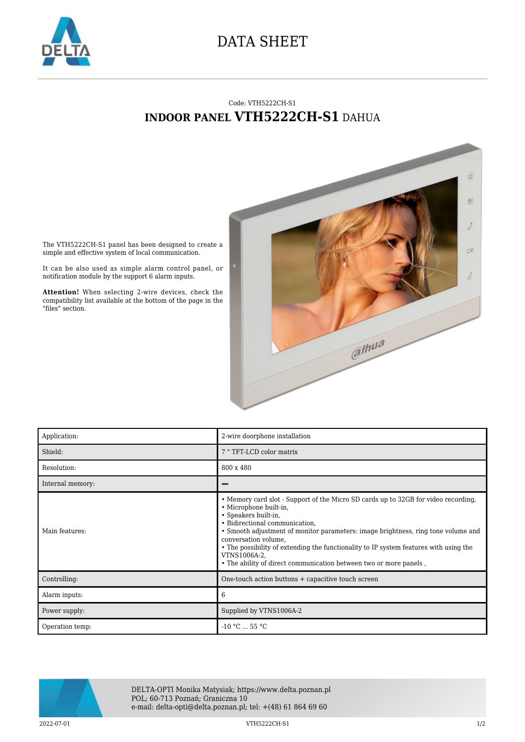# DATA SHEET

Code: VTH5222CH-S1

## INDOOR PANEL **VTH5222CH-S1** DAHUA

The VTH5222CH-S1 panel has been designed to create a simple and effective system of local communication.

It can be also used as simple alarm control panel, or notification module by the support 6 alarm inputs.

**Attention!** When selecting 2-wire devices, check the compatibility list available at the bottom of the page in the "files" section.

| Application: | 2-wire doorphone installation |
|---|---|
| Shield: | 7 " TFT-LCD color matrix |
| Resolution: | 800 x 480 |
| Internal memory: | – |
| Main features: | • Memory card slot - Support of the Micro SD cards up to 32GB for video recording,<br>• Microphone built-in,<br>• Speakers built-in,<br>• Bidirectional communication,<br>• Smooth adjustment of monitor parameters: image brightness, ring tone volume and conversation volume,<br>• The possibility of extending the functionality to IP system features with using the VTNS1006A-2,<br>• The ability of direct communication between two or more panels , |
| Controlling: | One-touch action buttons + capacitive touch screen |
| Alarm inputs: | 6 |
| Power supply: | Supplied by VTNS1006A-2 |
| Operation temp: | -10 °C ... 55 °C |

DELTA-OPTI Monika Matysiak; https://www.delta.poznan.pl
POL; 60-713 Poznań; Graniczna 10
e-mail: delta-opti@delta.poznan.pl; tel: +(48) 61 864 69 60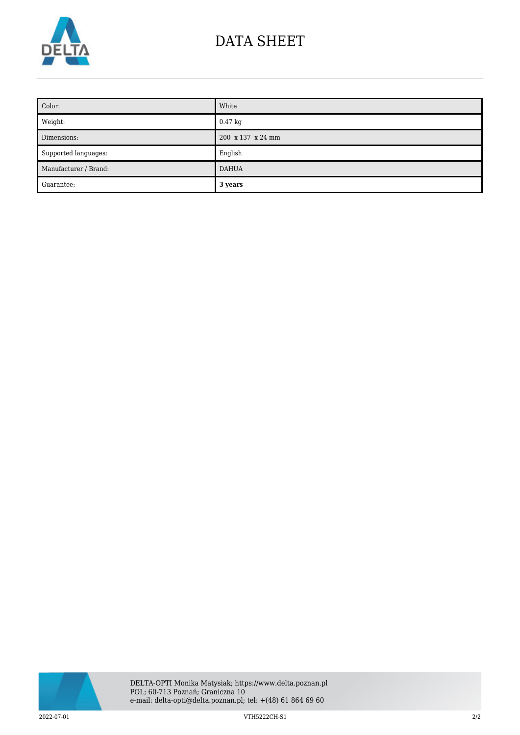# DATA SHEET

| | |
|---|---|
| Color: | White |
| Weight: | 0.47 kg |
| Dimensions: | 200 x 137 x 24 mm |
| Supported languages: | English |
| Manufacturer / Brand: | DAHUA |
| Guarantee: | **3 years** |

DELTA-OPTI Monika Matysiak; https://www.delta.poznan.pl
POL; 60-713 Poznań; Graniczna 10
e-mail: delta-opti@delta.poznan.pl; tel: +(48) 61 864 69 60

2022-07-01 VTH5222CH-S1